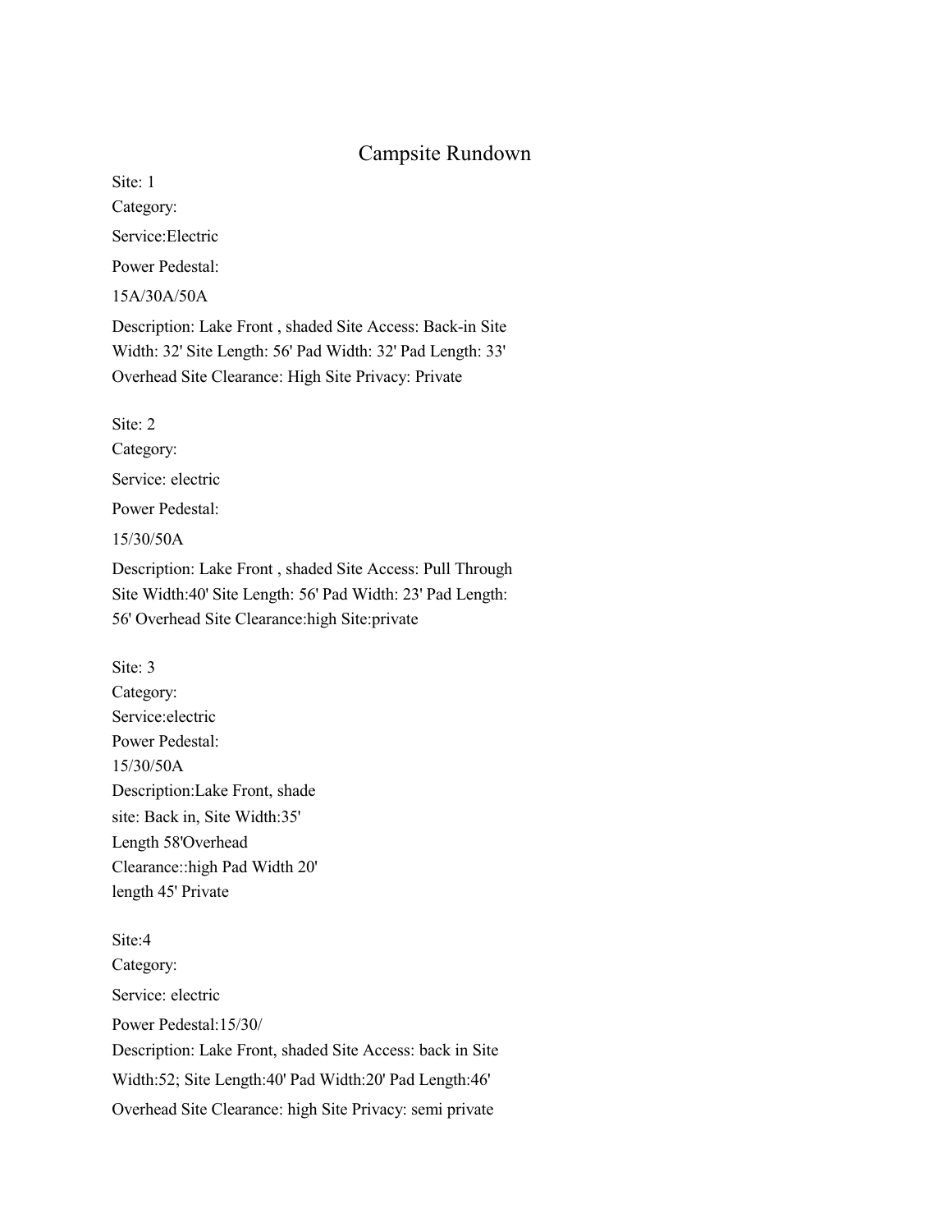# Campsite Rundown

Site: 1

Category:

Service:Electric

Power Pedestal:

15A/30A/50A

Description: Lake Front , shaded Site Access: Back-in Site Width: 32' Site Length: 56' Pad Width: 32' Pad Length: 33' Overhead Site Clearance: High Site Privacy: Private

Site: 2

Category:

Service: electric

Power Pedestal:

15/30/50A

Description: Lake Front , shaded Site Access: Pull Through Site Width:40' Site Length: 56' Pad Width: 23' Pad Length: 56' Overhead Site Clearance:high Site:private

Site: 3

Category:

Service:electric

Power Pedestal:

15/30/50A

Description:Lake Front, shade site: Back in, Site Width:35' Length 58'Overhead Clearance::high Pad Width 20' length 45' Private

Site:4

Category:

Service: electric

Power Pedestal:15/30/

Description: Lake Front, shaded Site Access: back in Site Width:52; Site Length:40' Pad Width:20' Pad Length:46' Overhead Site Clearance: high Site Privacy: semi private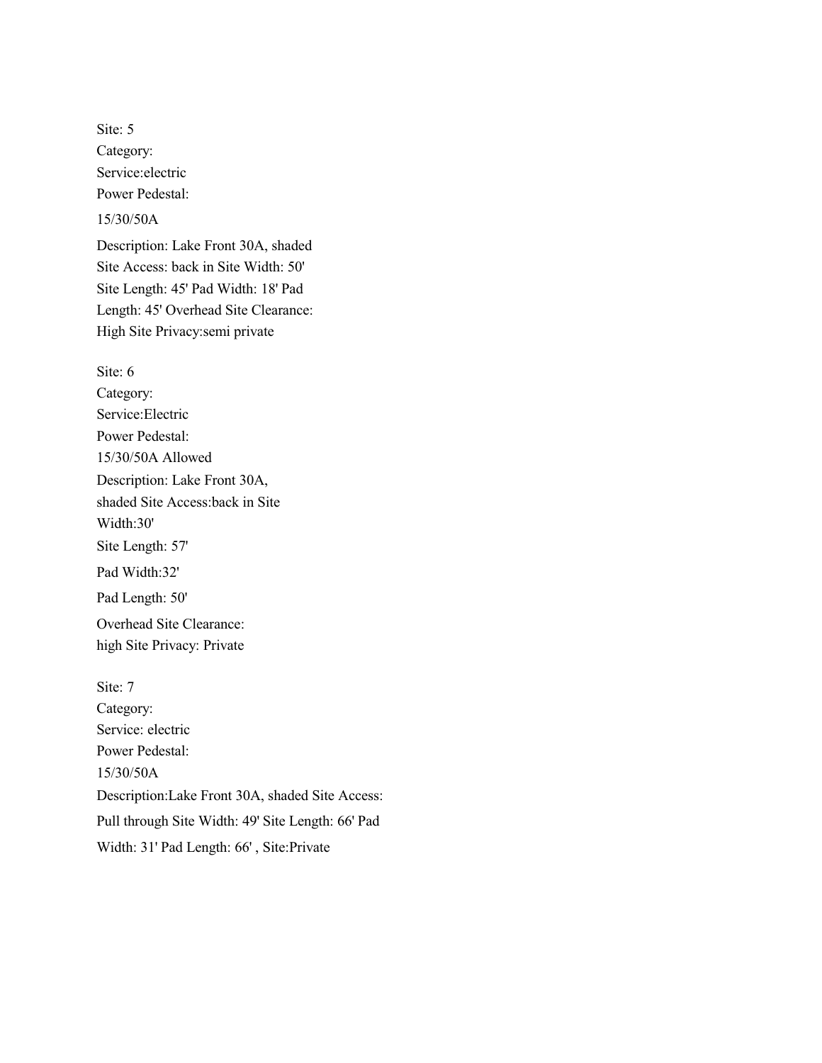Site: 5
Category:
Service:electric
Power Pedestal:

15/30/50A

Description: Lake Front 30A, shaded
Site Access: back in Site Width: 50'
Site Length: 45' Pad Width: 18' Pad
Length: 45' Overhead Site Clearance:
High Site Privacy:semi private

Site: 6
Category:
Service:Electric
Power Pedestal:
15/30/50A Allowed
Description: Lake Front 30A,
shaded Site Access:back in Site
Width:30'
Site Length: 57'
Pad Width:32'
Pad Length: 50'
Overhead Site Clearance:
high Site Privacy: Private

Site: 7
Category:
Service: electric
Power Pedestal:
15/30/50A
Description:Lake Front 30A, shaded Site Access:
Pull through Site Width: 49' Site Length: 66' Pad
Width: 31' Pad Length: 66' , Site:Private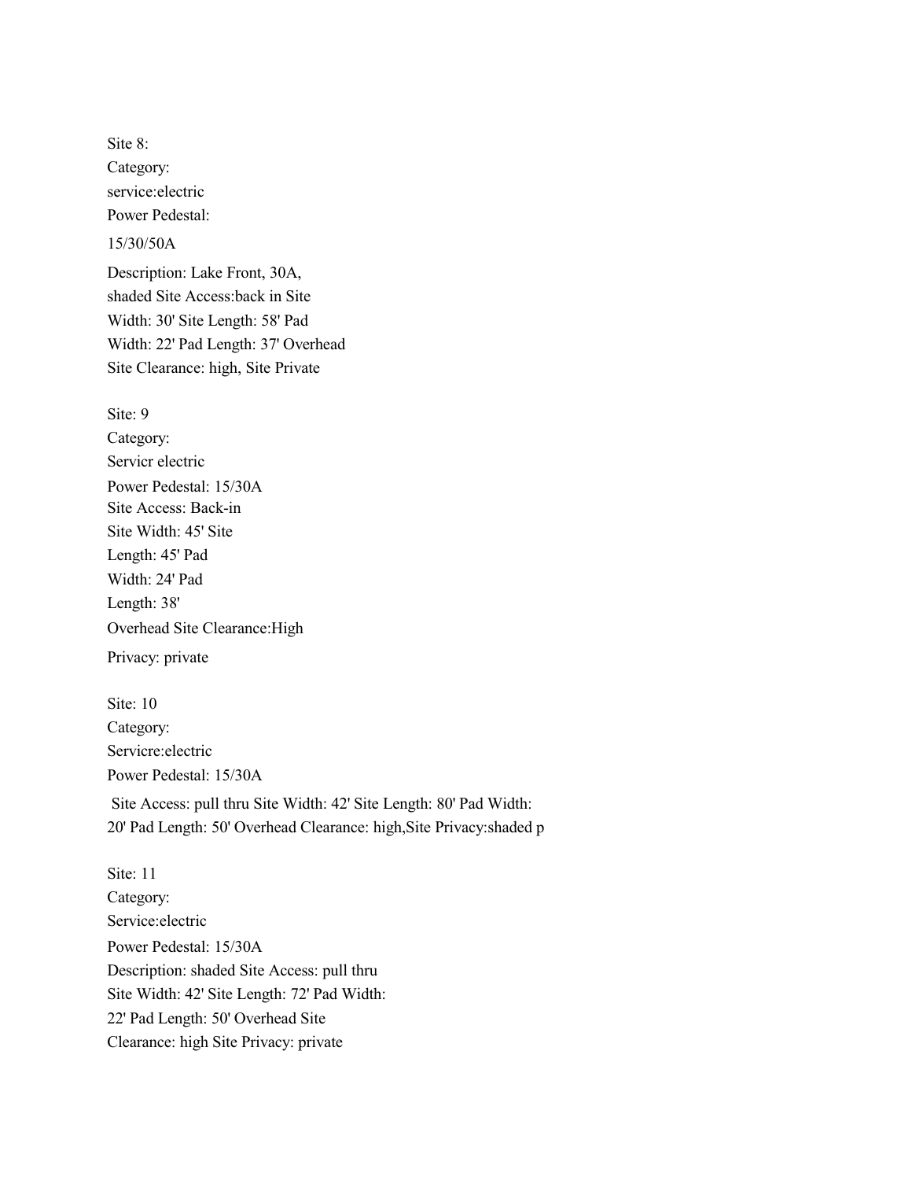Site 8:
Category:
service:electric
Power Pedestal:

15/30/50A

Description: Lake Front, 30A,
shaded Site Access:back in Site
Width: 30' Site Length: 58' Pad
Width: 22' Pad Length: 37' Overhead
Site Clearance: high, Site Private

Site: 9
Category:
Servicr electric
Power Pedestal: 15/30A
Site Access: Back-in
Site Width: 45' Site
Length: 45' Pad
Width: 24' Pad
Length: 38'
Overhead Site Clearance:High
Privacy: private

Site: 10
Category:
Servicre:electric
Power Pedestal: 15/30A
Site Access: pull thru Site Width: 42' Site Length: 80' Pad Width:
20' Pad Length: 50' Overhead Clearance: high,Site Privacy:shaded p

Site: 11
Category:
Service:electric
Power Pedestal: 15/30A
Description: shaded Site Access: pull thru
Site Width: 42' Site Length: 72' Pad Width:
22' Pad Length: 50' Overhead Site
Clearance: high Site Privacy: private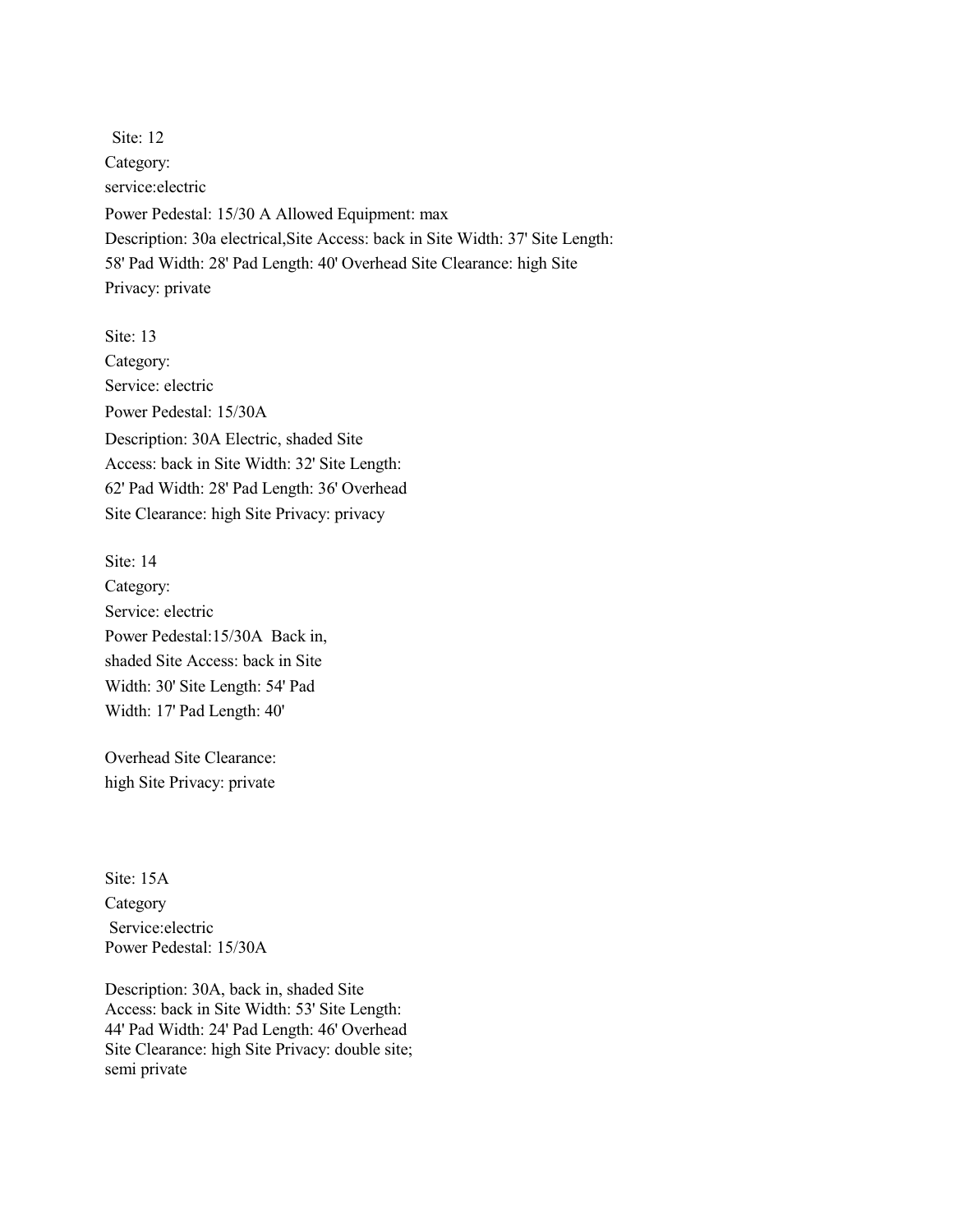Site: 12
Category:
service:electric
Power Pedestal: 15/30 A Allowed Equipment: max
Description: 30a electrical,Site Access: back in Site Width: 37' Site Length: 58' Pad Width: 28' Pad Length: 40' Overhead Site Clearance: high Site Privacy: private

Site: 13
Category:
Service: electric
Power Pedestal: 15/30A
Description: 30A Electric, shaded Site Access: back in Site Width: 32' Site Length: 62' Pad Width: 28' Pad Length: 36' Overhead Site Clearance: high Site Privacy: privacy

Site: 14
Category:
Service: electric
Power Pedestal:15/30A Back in, shaded Site Access: back in Site Width: 30' Site Length: 54' Pad Width: 17' Pad Length: 40'

Overhead Site Clearance: high Site Privacy: private

Site: 15A
Category
Service:electric
Power Pedestal: 15/30A

Description: 30A, back in, shaded Site Access: back in Site Width: 53' Site Length: 44' Pad Width: 24' Pad Length: 46' Overhead Site Clearance: high Site Privacy: double site; semi private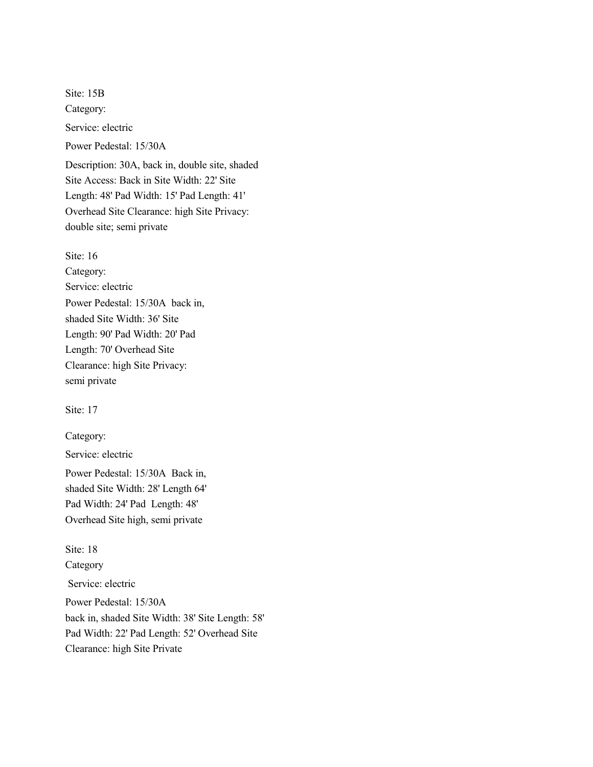Site: 15B

Category:

Service: electric

Power Pedestal: 15/30A

Description: 30A, back in, double site, shaded Site Access: Back in Site Width: 22' Site Length: 48' Pad Width: 15' Pad Length: 41' Overhead Site Clearance: high Site Privacy: double site; semi private

Site: 16

Category:

Service: electric

Power Pedestal: 15/30A back in, shaded Site Width: 36' Site Length: 90' Pad Width: 20' Pad Length: 70' Overhead Site Clearance: high Site Privacy: semi private

Site: 17

Category:

Service: electric

Power Pedestal: 15/30A Back in, shaded Site Width: 28' Length 64' Pad Width: 24' Pad Length: 48' Overhead Site high, semi private

Site: 18

Category

Service: electric

Power Pedestal: 15/30A

back in, shaded Site Width: 38' Site Length: 58' Pad Width: 22' Pad Length: 52' Overhead Site Clearance: high Site Private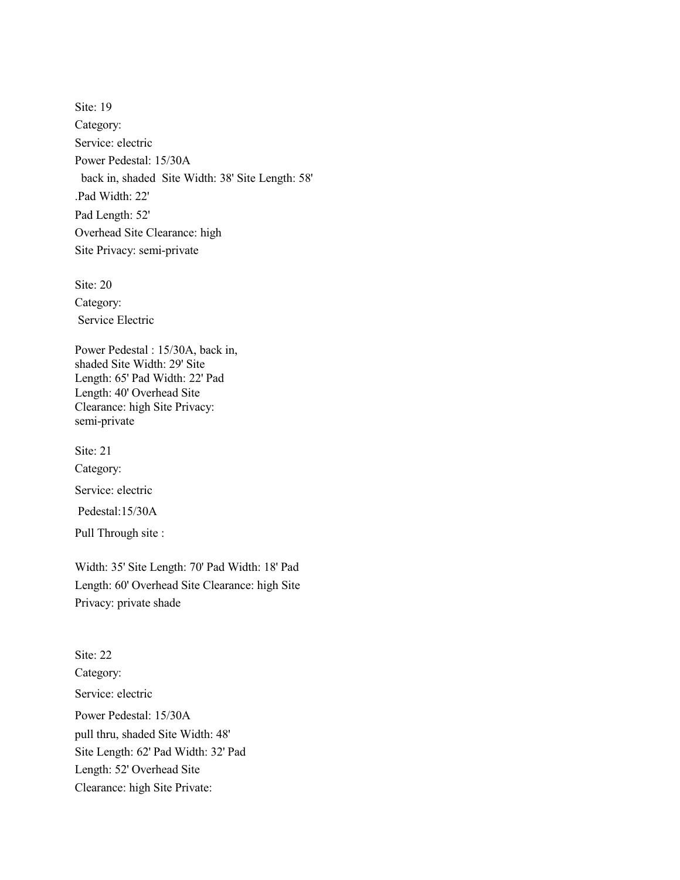Site: 19

Category:

Service: electric

Power Pedestal: 15/30A

back in, shaded  Site Width: 38' Site Length: 58'

.Pad Width: 22'

Pad Length: 52'

Overhead Site Clearance: high

Site Privacy: semi-private

Site: 20

Category:

Service Electric

Power Pedestal : 15/30A, back in,
shaded Site Width: 29' Site
Length: 65' Pad Width: 22' Pad
Length: 40' Overhead Site
Clearance: high Site Privacy:
semi-private

Site: 21

Category:

Service: electric

Pedestal:15/30A

Pull Through site :

Width: 35' Site Length: 70' Pad Width: 18' Pad
Length: 60' Overhead Site Clearance: high Site
Privacy: private shade

Site: 22

Category:

Service: electric

Power Pedestal: 15/30A

pull thru, shaded Site Width: 48'
Site Length: 62' Pad Width: 32' Pad
Length: 52' Overhead Site
Clearance: high Site Private: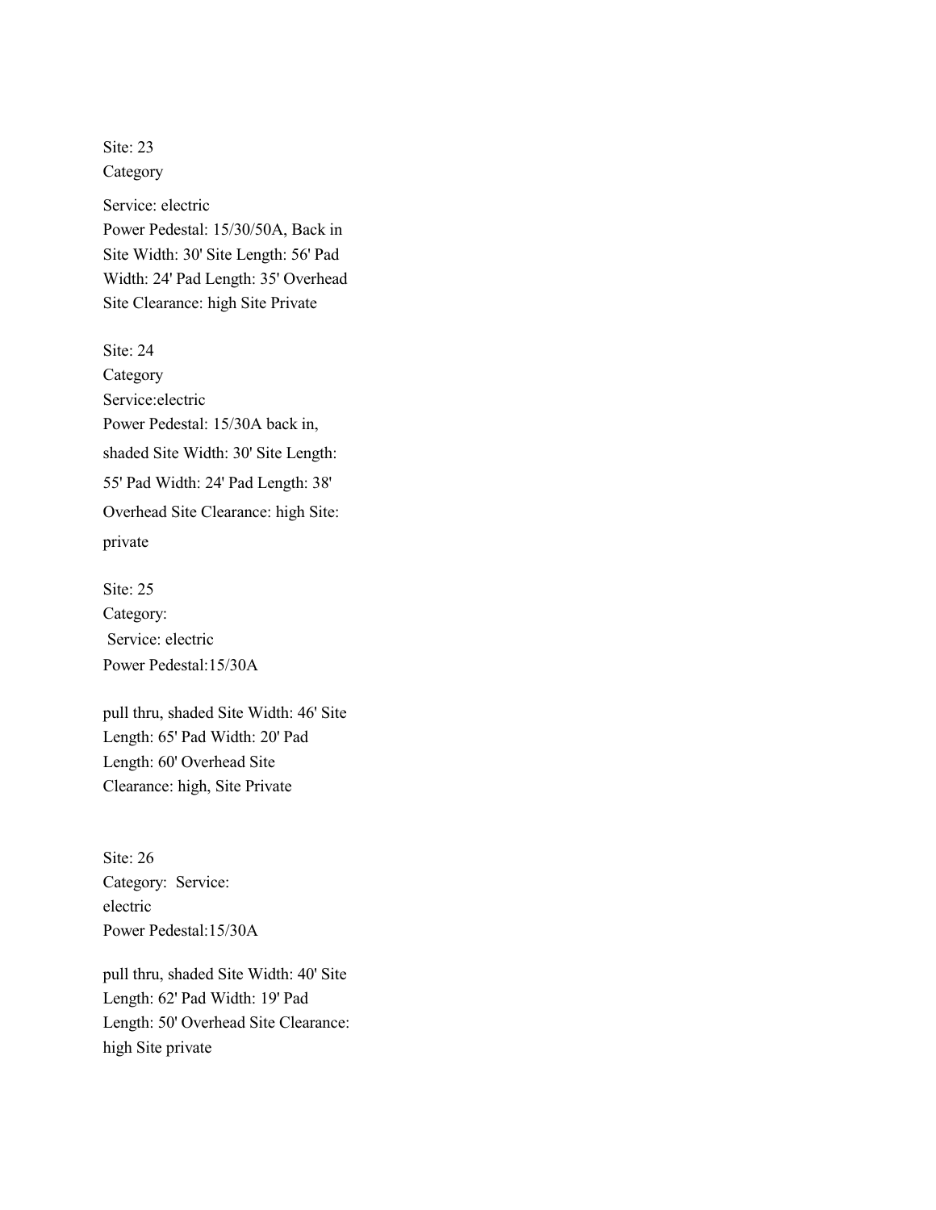Site: 23
Category

Service: electric
Power Pedestal: 15/30/50A, Back in
Site Width: 30' Site Length: 56' Pad Width: 24' Pad Length: 35' Overhead Site Clearance: high Site Private

Site: 24
Category
Service:electric
Power Pedestal: 15/30A back in, shaded Site Width: 30' Site Length: 55' Pad Width: 24' Pad Length: 38' Overhead Site Clearance: high Site: private

Site: 25
Category:
Service: electric
Power Pedestal:15/30A

pull thru, shaded Site Width: 46' Site Length: 65' Pad Width: 20' Pad Length: 60' Overhead Site Clearance: high, Site Private

Site: 26
Category: Service: electric
Power Pedestal:15/30A

pull thru, shaded Site Width: 40' Site Length: 62' Pad Width: 19' Pad Length: 50' Overhead Site Clearance: high Site private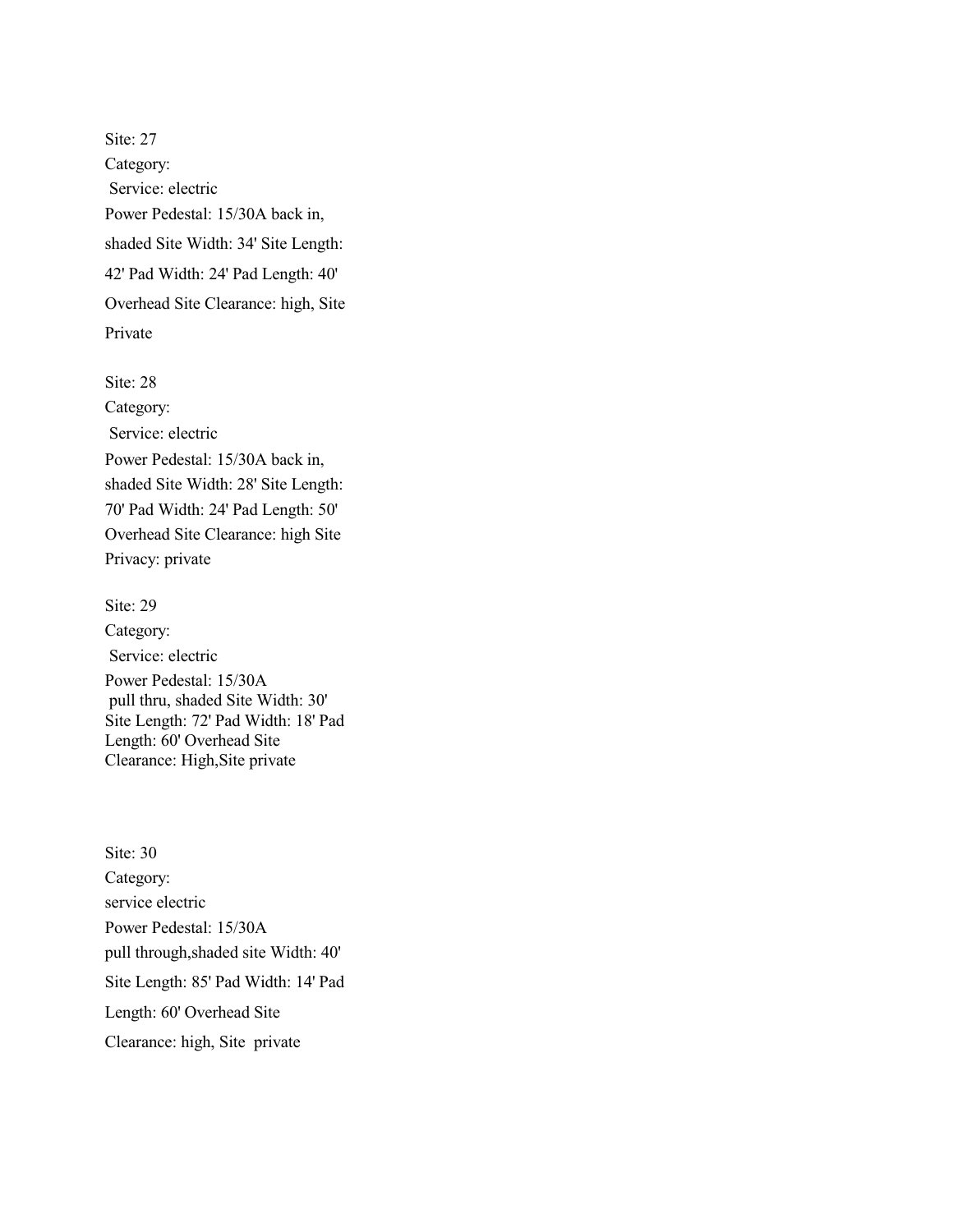Site: 27

Category:

Service: electric

Power Pedestal: 15/30A back in,

shaded Site Width: 34' Site Length:

42' Pad Width: 24' Pad Length: 40'

Overhead Site Clearance: high, Site

Private

Site: 28

Category:

Service: electric

Power Pedestal: 15/30A back in,

shaded Site Width: 28' Site Length:

70' Pad Width: 24' Pad Length: 50'

Overhead Site Clearance: high Site

Privacy: private

Site: 29

Category:

Service: electric

Power Pedestal: 15/30A
pull thru, shaded Site Width: 30'
Site Length: 72' Pad Width: 18' Pad
Length: 60' Overhead Site
Clearance: High,Site private

Site: 30

Category:

service electric

Power Pedestal: 15/30A

pull through,shaded site Width: 40'

Site Length: 85' Pad Width: 14' Pad

Length: 60' Overhead Site

Clearance: high, Site private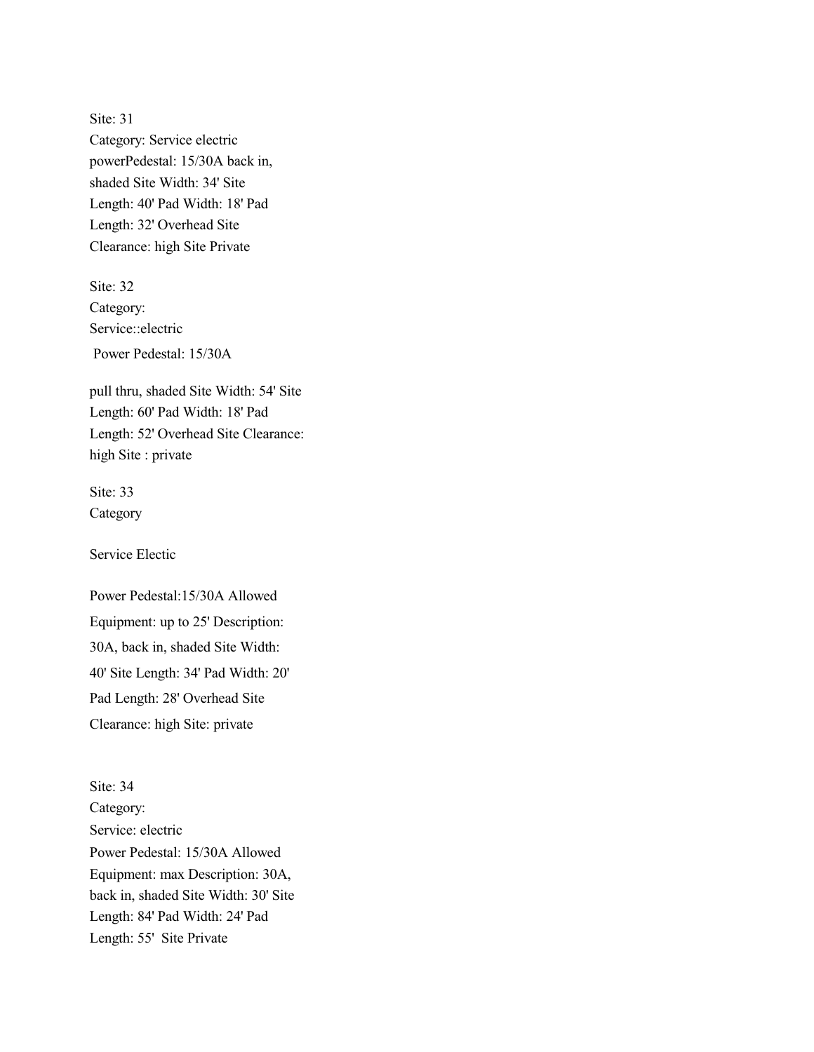Site: 31
Category: Service electric
powerPedestal: 15/30A back in,
shaded Site Width: 34' Site
Length: 40' Pad Width: 18' Pad
Length: 32' Overhead Site
Clearance: high Site Private

Site: 32
Category:
Service::electric
Power Pedestal: 15/30A

pull thru, shaded Site Width: 54' Site
Length: 60' Pad Width: 18' Pad
Length: 52' Overhead Site Clearance:
high Site : private

Site: 33
Category

Service Electic

Power Pedestal:15/30A Allowed
Equipment: up to 25' Description:
30A, back in, shaded Site Width:
40' Site Length: 34' Pad Width: 20'
Pad Length: 28' Overhead Site
Clearance: high Site: private

Site: 34
Category:
Service: electric
Power Pedestal: 15/30A Allowed
Equipment: max Description: 30A,
back in, shaded Site Width: 30' Site
Length: 84' Pad Width: 24' Pad
Length: 55'  Site Private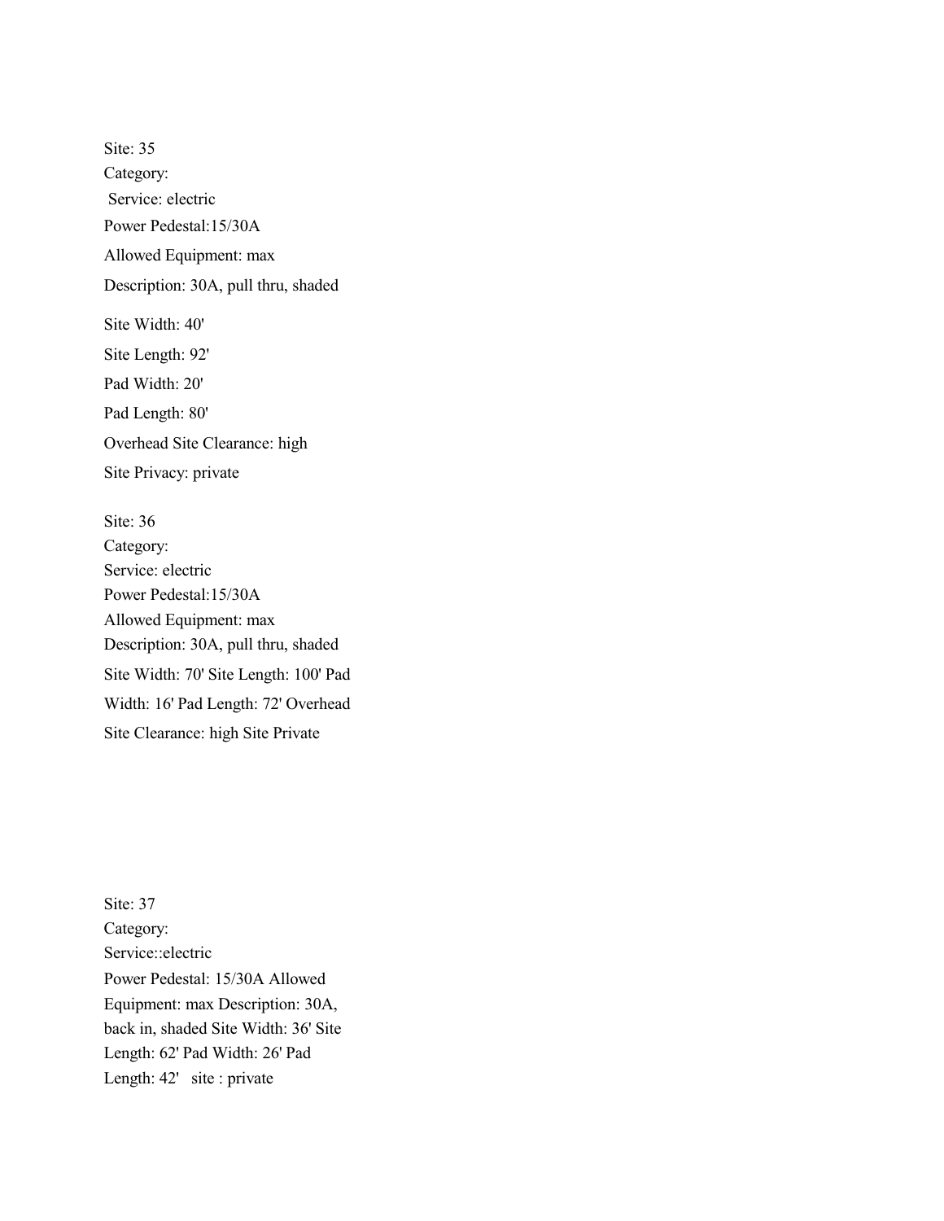Site: 35
Category:
Service: electric
Power Pedestal:15/30A
Allowed Equipment: max
Description: 30A, pull thru, shaded
Site Width: 40'
Site Length: 92'
Pad Width: 20'
Pad Length: 80'
Overhead Site Clearance: high
Site Privacy: private

Site: 36
Category:
Service: electric
Power Pedestal:15/30A
Allowed Equipment: max
Description: 30A, pull thru, shaded
Site Width: 70' Site Length: 100' Pad Width: 16' Pad Length: 72' Overhead Site Clearance: high Site Private

Site: 37
Category:
Service::electric
Power Pedestal: 15/30A Allowed Equipment: max Description: 30A, back in, shaded Site Width: 36' Site Length: 62' Pad Width: 26' Pad Length: 42' site : private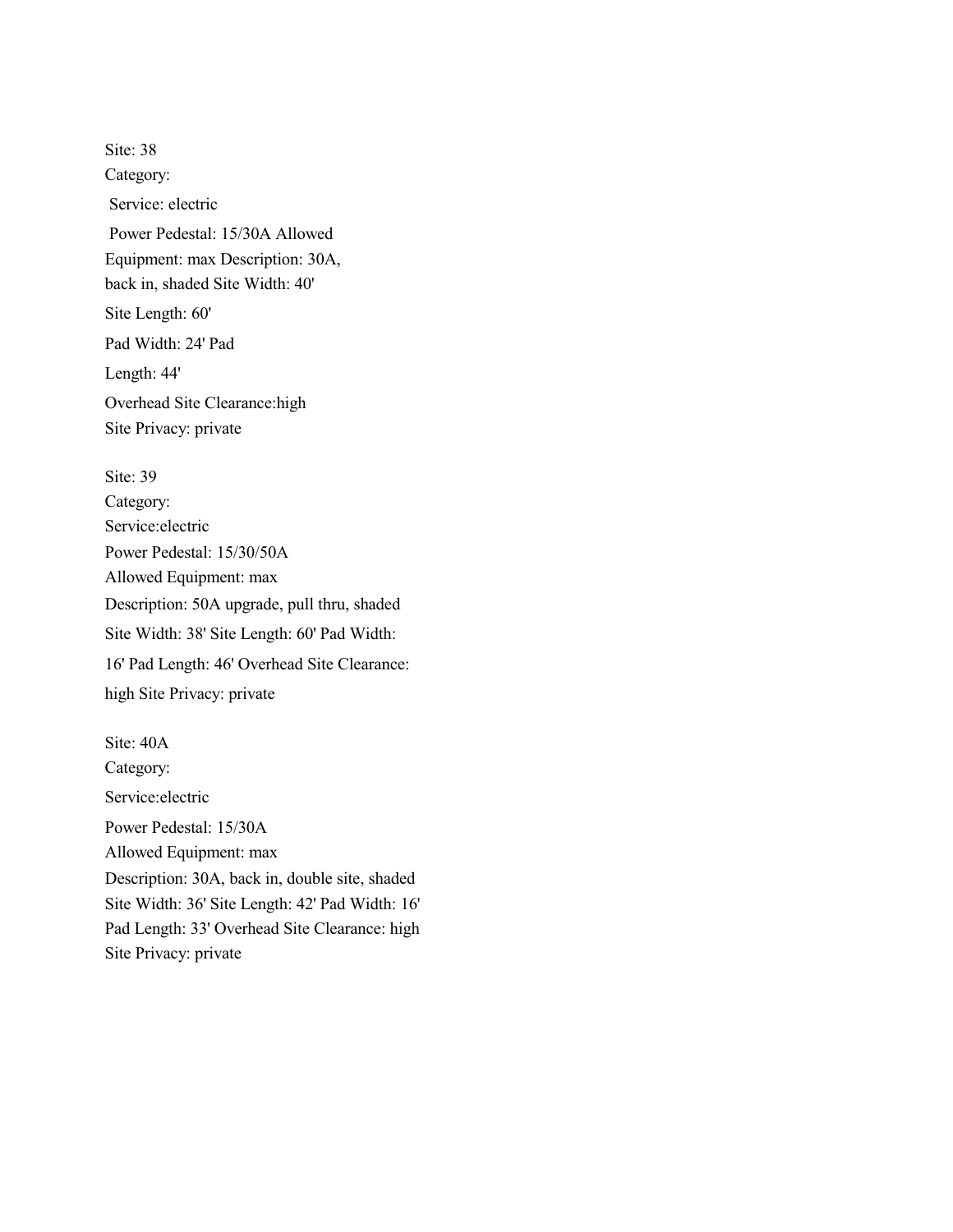Site: 38
Category:
Service: electric
Power Pedestal: 15/30A Allowed
Equipment: max Description: 30A,
back in, shaded Site Width: 40'
Site Length: 60'
Pad Width: 24' Pad
Length: 44'
Overhead Site Clearance:high
Site Privacy: private

Site: 39
Category:
Service:electric
Power Pedestal: 15/30/50A
Allowed Equipment: max
Description: 50A upgrade, pull thru, shaded
Site Width: 38' Site Length: 60' Pad Width:
16' Pad Length: 46' Overhead Site Clearance:
high Site Privacy: private

Site: 40A
Category:
Service:electric
Power Pedestal: 15/30A
Allowed Equipment: max
Description: 30A, back in, double site, shaded
Site Width: 36' Site Length: 42' Pad Width: 16'
Pad Length: 33' Overhead Site Clearance: high
Site Privacy: private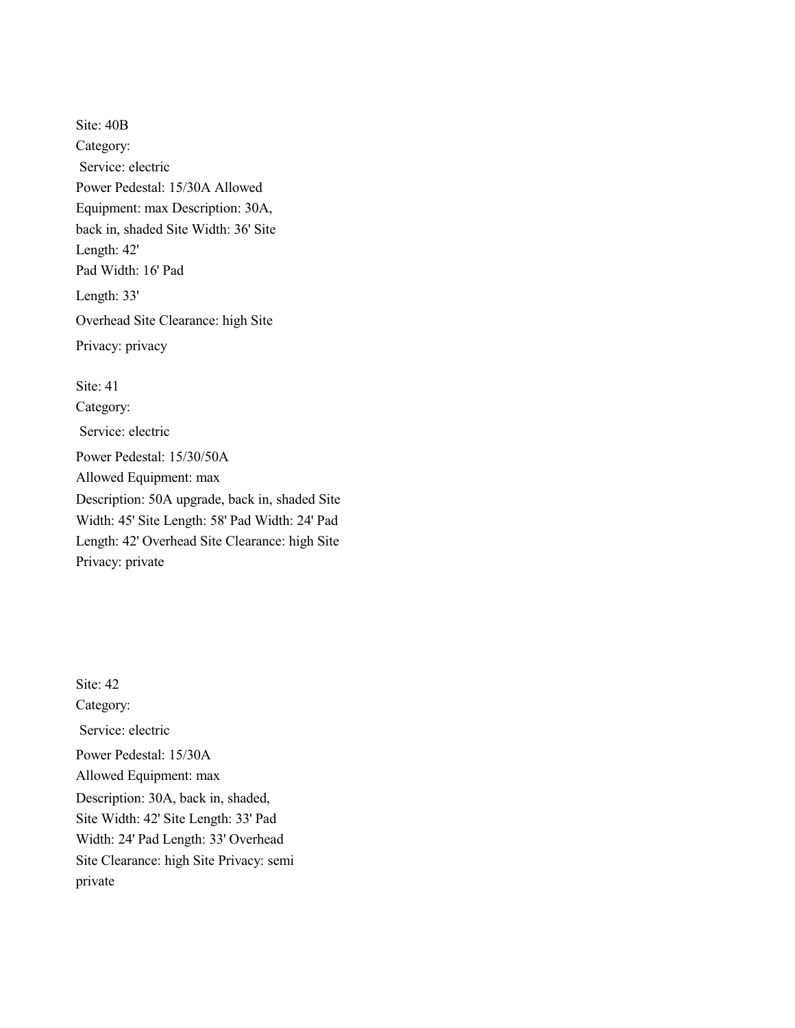Site: 40B
Category:
 Service: electric
Power Pedestal: 15/30A Allowed
Equipment: max Description: 30A,
back in, shaded Site Width: 36' Site
Length: 42'
Pad Width: 16' Pad
Length: 33'
Overhead Site Clearance: high Site
Privacy: privacy

Site: 41
Category:
 Service: electric
Power Pedestal: 15/30/50A
Allowed Equipment: max
Description: 50A upgrade, back in, shaded Site
Width: 45' Site Length: 58' Pad Width: 24' Pad
Length: 42' Overhead Site Clearance: high Site
Privacy: private

Site: 42
Category:
 Service: electric
Power Pedestal: 15/30A
Allowed Equipment: max
Description: 30A, back in, shaded,
Site Width: 42' Site Length: 33' Pad
Width: 24' Pad Length: 33' Overhead
Site Clearance: high Site Privacy: semi
private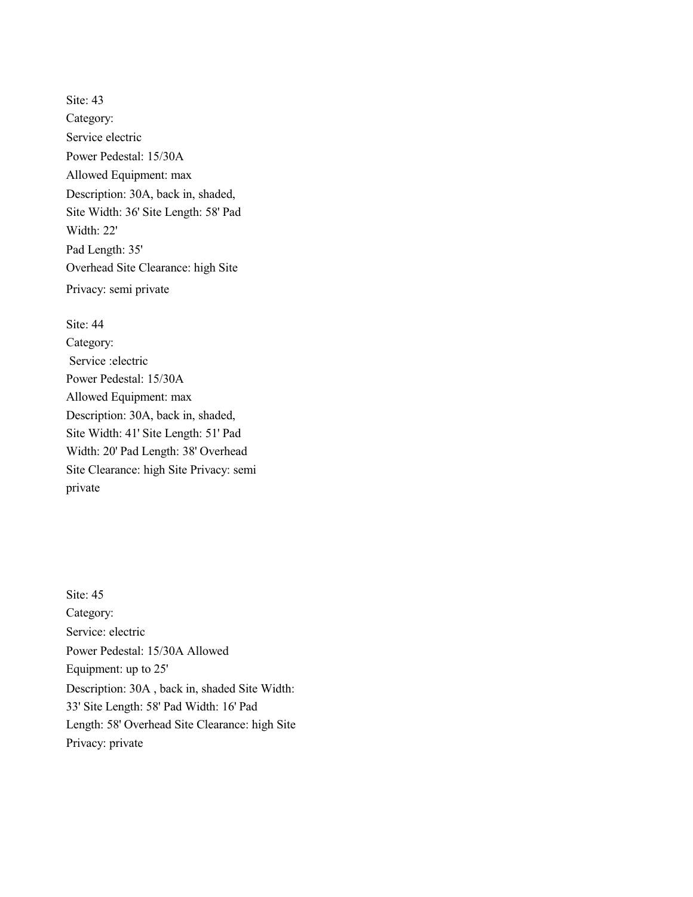Site: 43
Category:
Service electric
Power Pedestal: 15/30A
Allowed Equipment: max
Description: 30A, back in, shaded,
Site Width: 36' Site Length: 58' Pad
Width: 22'
Pad Length: 35'
Overhead Site Clearance: high Site
Privacy: semi private

Site: 44
Category:
Service :electric
Power Pedestal: 15/30A
Allowed Equipment: max
Description: 30A, back in, shaded,
Site Width: 41' Site Length: 51' Pad
Width: 20' Pad Length: 38' Overhead
Site Clearance: high Site Privacy: semi
private

Site: 45
Category:
Service: electric
Power Pedestal: 15/30A Allowed
Equipment: up to 25'
Description: 30A , back in, shaded Site Width:
33' Site Length: 58' Pad Width: 16' Pad
Length: 58' Overhead Site Clearance: high Site
Privacy: private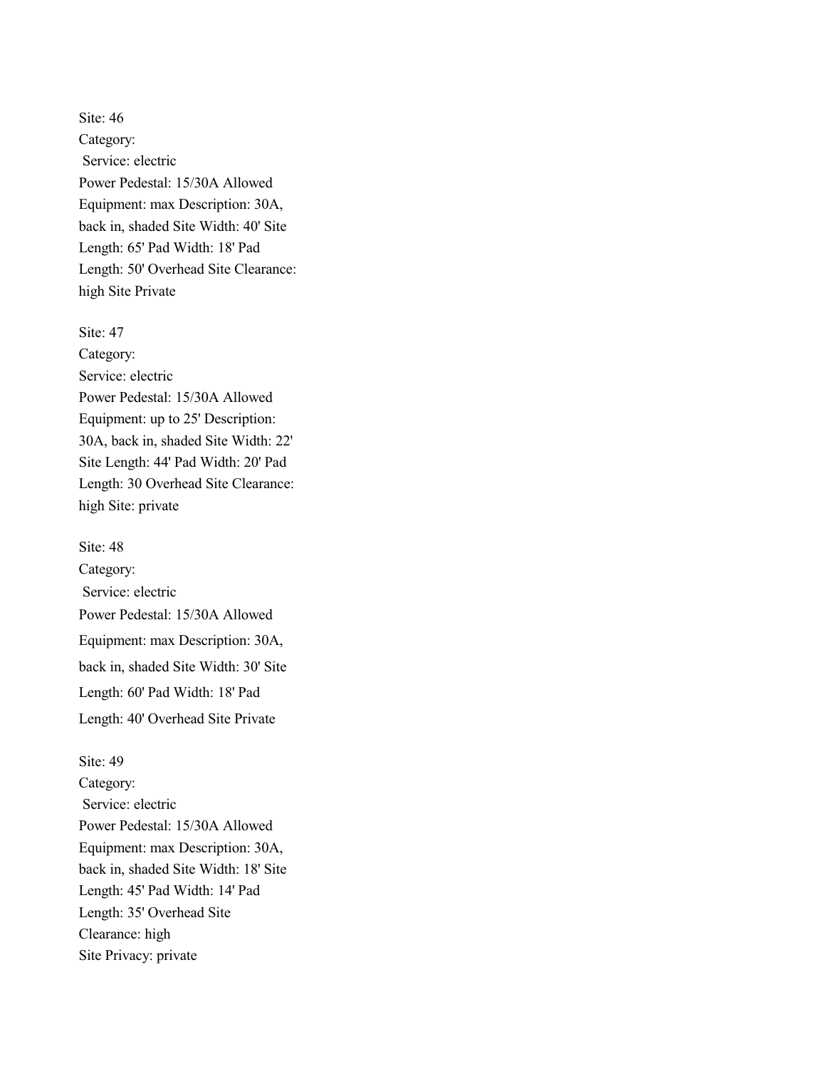Site: 46
Category:
Service: electric
Power Pedestal: 15/30A Allowed
Equipment: max Description: 30A,
back in, shaded Site Width: 40' Site
Length: 65' Pad Width: 18' Pad
Length: 50' Overhead Site Clearance:
high Site Private

Site: 47
Category:
Service: electric
Power Pedestal: 15/30A Allowed
Equipment: up to 25' Description:
30A, back in, shaded Site Width: 22'
Site Length: 44' Pad Width: 20' Pad
Length: 30 Overhead Site Clearance:
high Site: private

Site: 48
Category:
Service: electric
Power Pedestal: 15/30A Allowed
Equipment: max Description: 30A,
back in, shaded Site Width: 30' Site
Length: 60' Pad Width: 18' Pad
Length: 40' Overhead Site Private

Site: 49
Category:
Service: electric
Power Pedestal: 15/30A Allowed
Equipment: max Description: 30A,
back in, shaded Site Width: 18' Site
Length: 45' Pad Width: 14' Pad
Length: 35' Overhead Site
Clearance: high
Site Privacy: private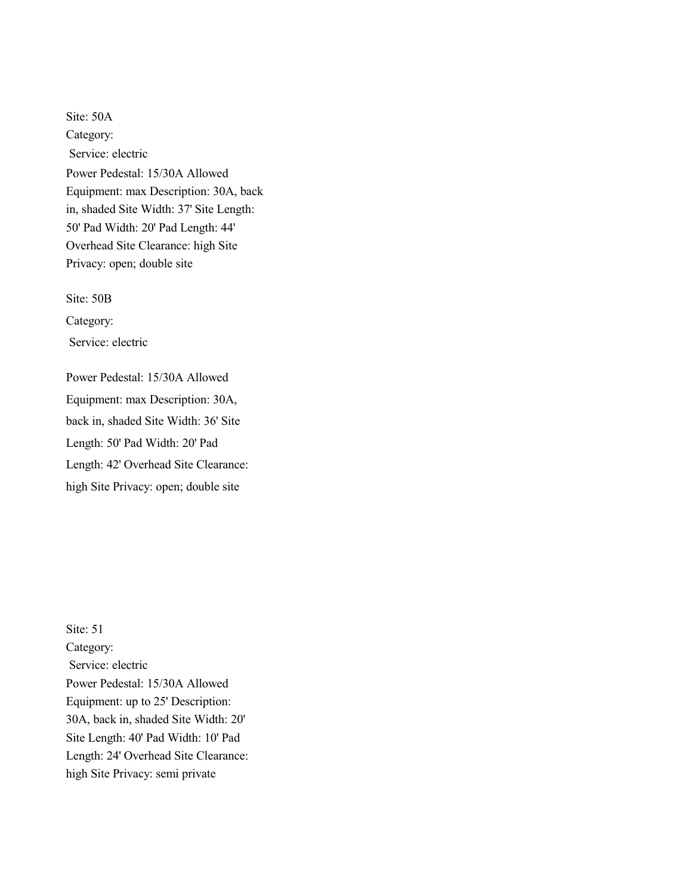Site: 50A
Category:
Service: electric
Power Pedestal: 15/30A Allowed
Equipment: max Description: 30A, back in, shaded Site Width: 37' Site Length: 50' Pad Width: 20' Pad Length: 44' Overhead Site Clearance: high Site Privacy: open; double site

Site: 50B

Category:

Service: electric

Power Pedestal: 15/30A Allowed
Equipment: max Description: 30A, back in, shaded Site Width: 36' Site Length: 50' Pad Width: 20' Pad Length: 42' Overhead Site Clearance: high Site Privacy: open; double site

Site: 51
Category:
Service: electric
Power Pedestal: 15/30A Allowed
Equipment: up to 25' Description: 30A, back in, shaded Site Width: 20' Site Length: 40' Pad Width: 10' Pad Length: 24' Overhead Site Clearance: high Site Privacy: semi private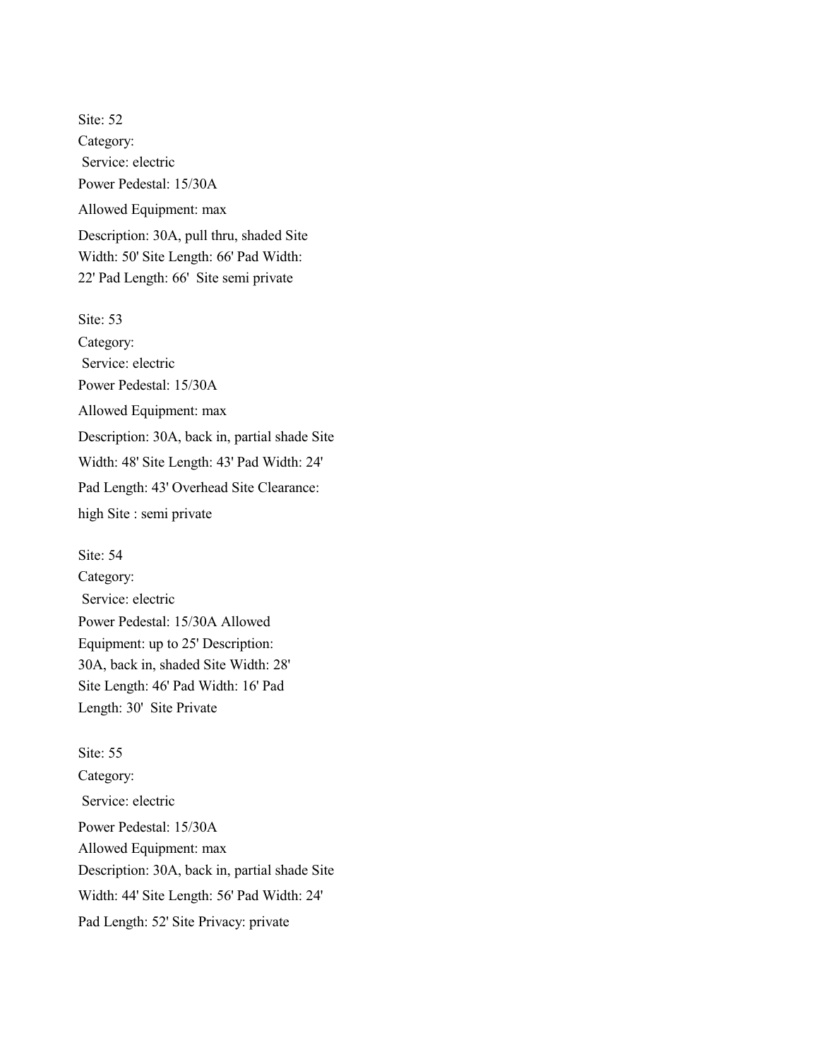Site: 52  
Category:  
Service: electric  
Power Pedestal: 15/30A

Allowed Equipment: max

Description: 30A, pull thru, shaded Site Width: 50' Site Length: 66' Pad Width: 22' Pad Length: 66'  Site semi private

Site: 53  
Category:  
Service: electric  
Power Pedestal: 15/30A

Allowed Equipment: max

Description: 30A, back in, partial shade Site Width: 48' Site Length: 43' Pad Width: 24' Pad Length: 43' Overhead Site Clearance: high Site : semi private

Site: 54  
Category:  
Service: electric  
Power Pedestal: 15/30A Allowed Equipment: up to 25' Description: 30A, back in, shaded Site Width: 28' Site Length: 46' Pad Width: 16' Pad Length: 30'  Site Private

Site: 55  
Category:  
Service: electric  
Power Pedestal: 15/30A  
Allowed Equipment: max  
Description: 30A, back in, partial shade Site Width: 44' Site Length: 56' Pad Width: 24' Pad Length: 52' Site Privacy: private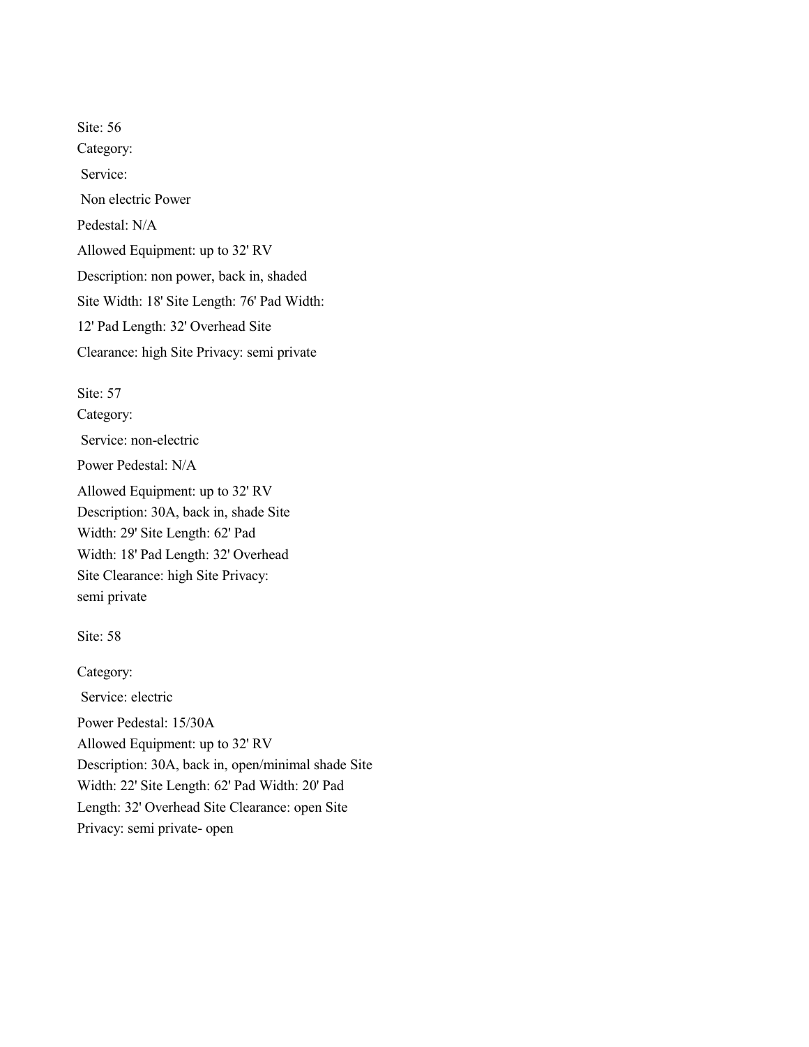Site: 56

Category:

Service:

Non electric Power

Pedestal: N/A

Allowed Equipment: up to 32' RV

Description: non power, back in, shaded

Site Width: 18' Site Length: 76' Pad Width:

12' Pad Length: 32' Overhead Site

Clearance: high Site Privacy: semi private

Site: 57

Category:

Service: non-electric

Power Pedestal: N/A

Allowed Equipment: up to 32' RV
Description: 30A, back in, shade Site
Width: 29' Site Length: 62' Pad
Width: 18' Pad Length: 32' Overhead
Site Clearance: high Site Privacy:
semi private

Site: 58

Category:

Service: electric

Power Pedestal: 15/30A
Allowed Equipment: up to 32' RV
Description: 30A, back in, open/minimal shade Site
Width: 22' Site Length: 62' Pad Width: 20' Pad
Length: 32' Overhead Site Clearance: open Site
Privacy: semi private- open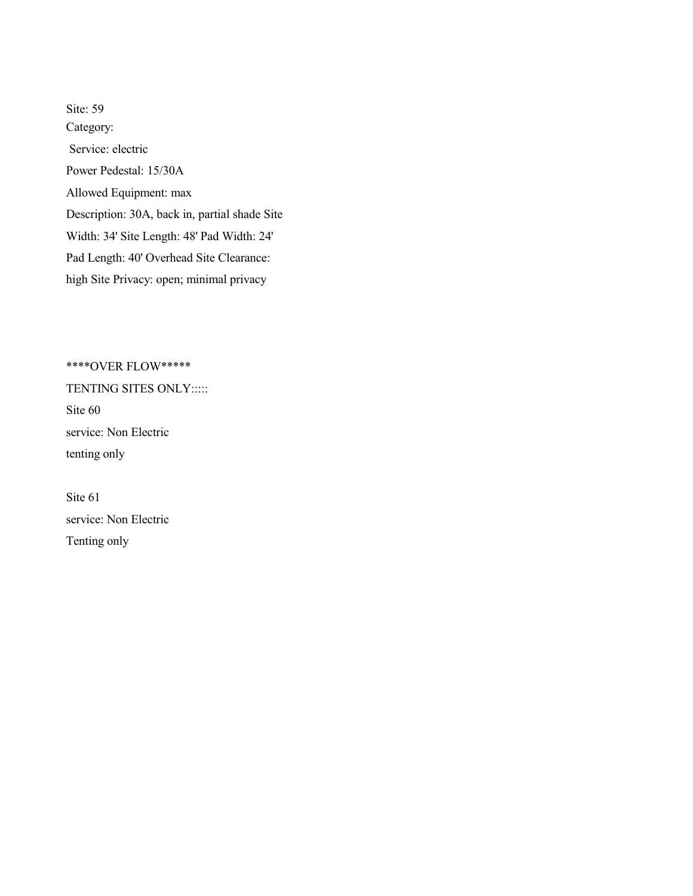Site: 59

Category:

Service: electric

Power Pedestal: 15/30A

Allowed Equipment: max

Description: 30A, back in, partial shade Site Width: 34' Site Length: 48' Pad Width: 24' Pad Length: 40' Overhead Site Clearance: high Site Privacy: open; minimal privacy

****OVER FLOW*****

TENTING SITES ONLY:::::

Site 60

service: Non Electric

tenting only

Site 61

service: Non Electric

Tenting only